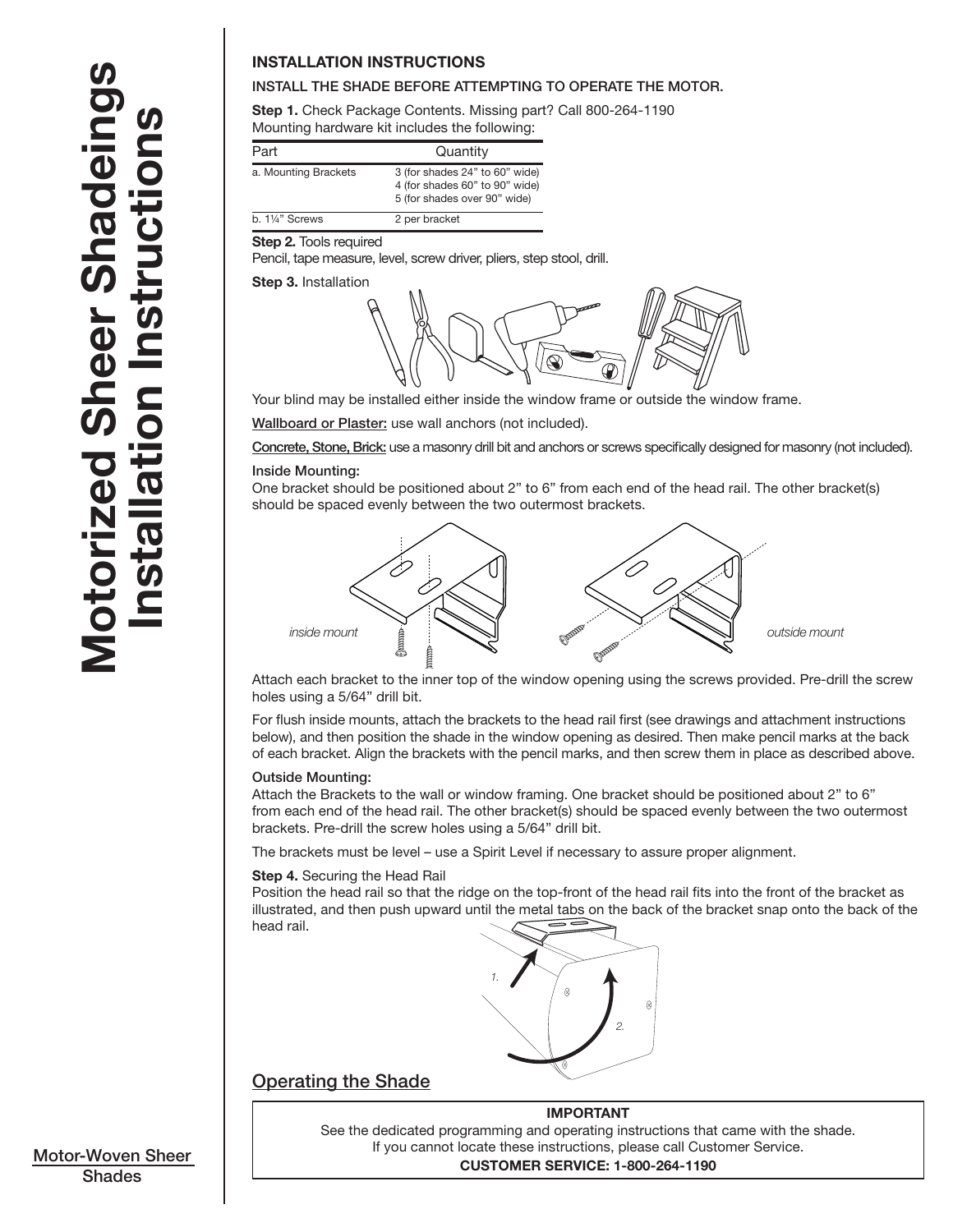# Motorized Sheer Shadeings Installation Instructions

## INSTALLATION INSTRUCTIONS

**INSTALL THE SHADE BEFORE ATTEMPTING TO OPERATE THE MOTOR.**

**Step 1.** Check Package Contents. Missing part? Call 800-264-1190

Mounting hardware kit includes the following:

| Part | Quantity |
|---|---|
| a. Mounting Brackets | 3 (for shades 24" to 60" wide)<br>4 (for shades 60" to 90" wide)<br>5 (for shades over 90" wide) |
| b. 1¼" Screws | 2 per bracket |

**Step 2.** Tools required

Pencil, tape measure, level, screw driver, pliers, step stool, drill.

**Step 3.** Installation

Your blind may be installed either inside the window frame or outside the window frame.

**Wallboard or Plaster:** use wall anchors (not included).

**Concrete, Stone, Brick:** use a masonry drill bit and anchors or screws specifically designed for masonry (not included).

**Inside Mounting:**

One bracket should be positioned about 2" to 6" from each end of the head rail. The other bracket(s) should be spaced evenly between the two outermost brackets.

*inside mount* *outside mount*

Attach each bracket to the inner top of the window opening using the screws provided. Pre-drill the screw holes using a 5/64" drill bit.

For flush inside mounts, attach the brackets to the head rail first (see drawings and attachment instructions below), and then position the shade in the window opening as desired. Then make pencil marks at the back of each bracket. Align the brackets with the pencil marks, and then screw them in place as described above.

**Outside Mounting:**

Attach the Brackets to the wall or window framing. One bracket should be positioned about 2" to 6" from each end of the head rail. The other bracket(s) should be spaced evenly between the two outermost brackets. Pre-drill the screw holes using a 5/64" drill bit.

The brackets must be level – use a Spirit Level if necessary to assure proper alignment.

**Step 4.** Securing the Head Rail

Position the head rail so that the ridge on the top-front of the head rail fits into the front of the bracket as illustrated, and then push upward until the metal tabs on the back of the bracket snap onto the back of the head rail.

## Operating the Shade

**IMPORTANT**

See the dedicated programming and operating instructions that came with the shade. If you cannot locate these instructions, please call Customer Service.

**CUSTOMER SERVICE: 1-800-264-1190**

Motor-Woven Sheer Shades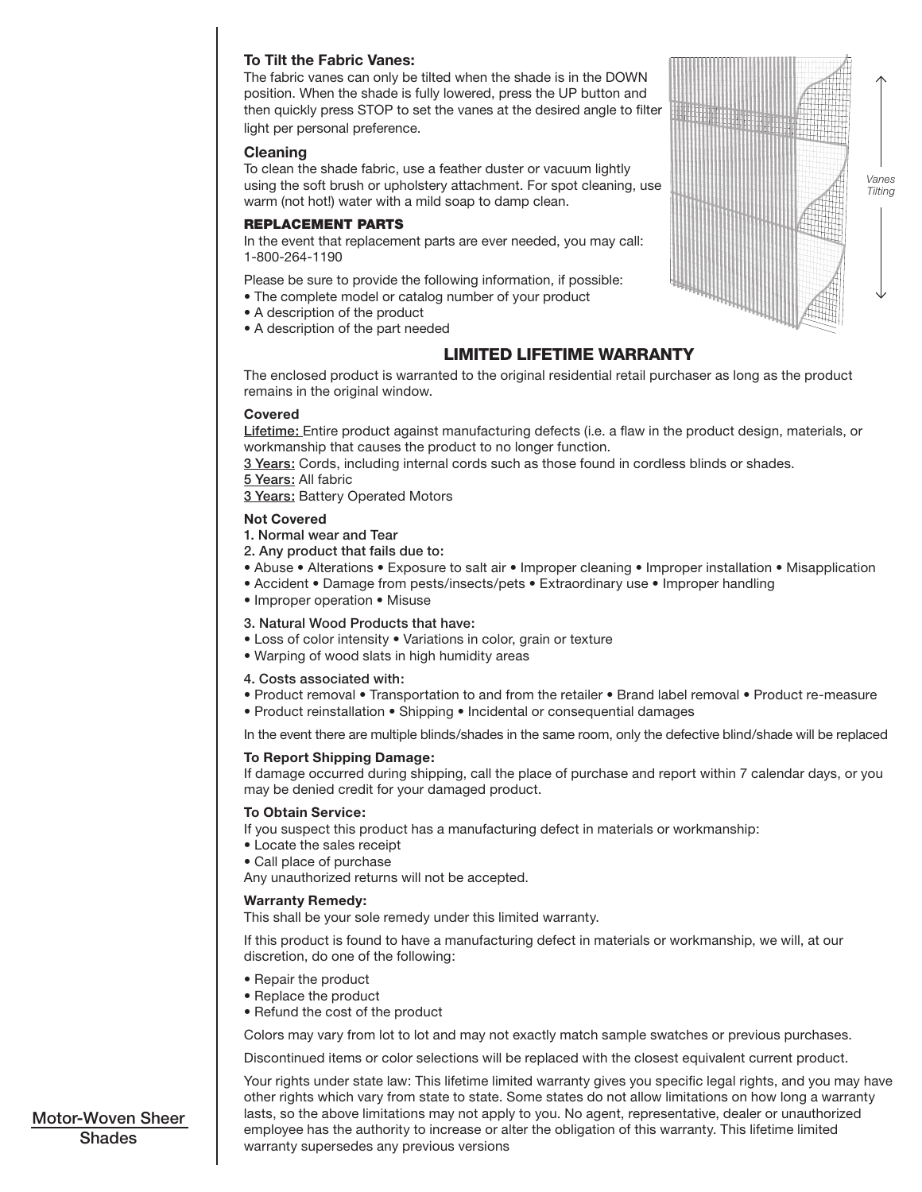### To Tilt the Fabric Vanes:

The fabric vanes can only be tilted when the shade is in the DOWN position. When the shade is fully lowered, press the UP button and then quickly press STOP to set the vanes at the desired angle to filter light per personal preference.

Vanes Tilting

### Cleaning

To clean the shade fabric, use a feather duster or vacuum lightly using the soft brush or upholstery attachment. For spot cleaning, use warm (not hot!) water with a mild soap to damp clean.

### REPLACEMENT PARTS

In the event that replacement parts are ever needed, you may call: 1-800-264-1190

Please be sure to provide the following information, if possible:

- The complete model or catalog number of your product
- A description of the product
- A description of the part needed

## LIMITED LIFETIME WARRANTY

The enclosed product is warranted to the original residential retail purchaser as long as the product remains in the original window.

**Covered**

Lifetime: Entire product against manufacturing defects (i.e. a flaw in the product design, materials, or workmanship that causes the product to no longer function.

3 Years: Cords, including internal cords such as those found in cordless blinds or shades.

5 Years: All fabric

3 Years: Battery Operated Motors

**Not Covered**

1. Normal wear and Tear
2. Any product that fails due to:

- Abuse • Alterations • Exposure to salt air • Improper cleaning • Improper installation • Misapplication
- Accident • Damage from pests/insects/pets • Extraordinary use • Improper handling
- Improper operation • Misuse

3. Natural Wood Products that have:

- Loss of color intensity • Variations in color, grain or texture
- Warping of wood slats in high humidity areas

4. Costs associated with:

- Product removal • Transportation to and from the retailer • Brand label removal • Product re-measure
- Product reinstallation • Shipping • Incidental or consequential damages

In the event there are multiple blinds/shades in the same room, only the defective blind/shade will be replaced

**To Report Shipping Damage:**

If damage occurred during shipping, call the place of purchase and report within 7 calendar days, or you may be denied credit for your damaged product.

**To Obtain Service:**

If you suspect this product has a manufacturing defect in materials or workmanship:

- Locate the sales receipt
- Call place of purchase

Any unauthorized returns will not be accepted.

**Warranty Remedy:**

This shall be your sole remedy under this limited warranty.

If this product is found to have a manufacturing defect in materials or workmanship, we will, at our discretion, do one of the following:

- Repair the product
- Replace the product
- Refund the cost of the product

Colors may vary from lot to lot and may not exactly match sample swatches or previous purchases.

Discontinued items or color selections will be replaced with the closest equivalent current product.

Your rights under state law: This lifetime limited warranty gives you specific legal rights, and you may have other rights which vary from state to state. Some states do not allow limitations on how long a warranty lasts, so the above limitations may not apply to you. No agent, representative, dealer or unauthorized employee has the authority to increase or alter the obligation of this warranty. This lifetime limited warranty supersedes any previous versions

Motor-Woven Sheer Shades